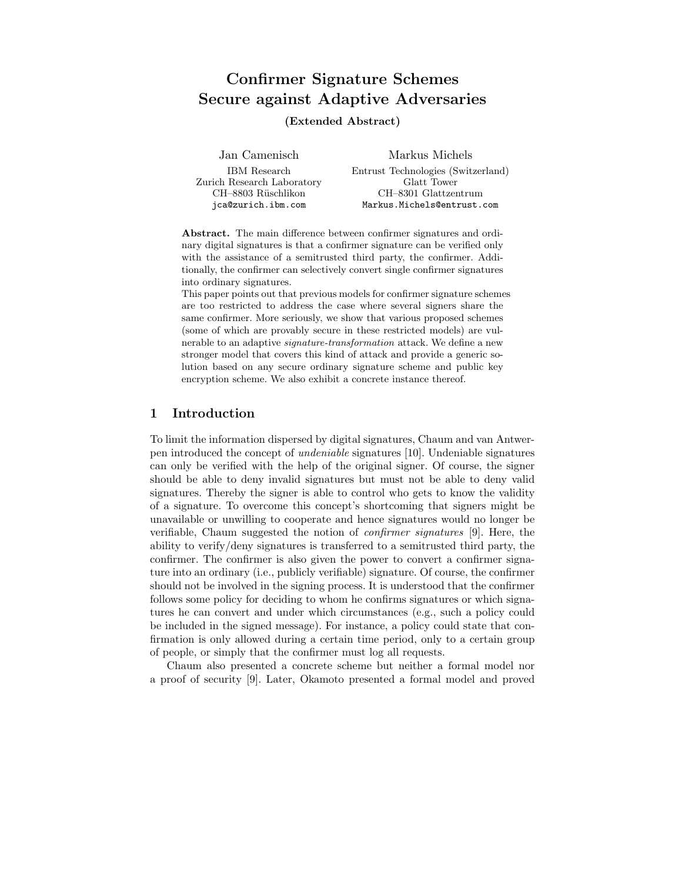# Confirmer Signature Schemes Secure against Adaptive Adversaries

**(Extended Abstract)**

Jan Camenisch
IBM Research
Zurich Research Laboratory
CH–8803 Rüschlikon
jca@zurich.ibm.com

Markus Michels
Entrust Technologies (Switzerland)
Glatt Tower
CH–8301 Glattzentrum
Markus.Michels@entrust.com

**Abstract.** The main difference between confirmer signatures and ordinary digital signatures is that a confirmer signature can be verified only with the assistance of a semitrusted third party, the confirmer. Additionally, the confirmer can selectively convert single confirmer signatures into ordinary signatures.
This paper points out that previous models for confirmer signature schemes are too restricted to address the case where several signers share the same confirmer. More seriously, we show that various proposed schemes (some of which are provably secure in these restricted models) are vulnerable to an adaptive *signature-transformation* attack. We define a new stronger model that covers this kind of attack and provide a generic solution based on any secure ordinary signature scheme and public key encryption scheme. We also exhibit a concrete instance thereof.

## 1 Introduction

To limit the information dispersed by digital signatures, Chaum and van Antwerpen introduced the concept of *undeniable* signatures [10]. Undeniable signatures can only be verified with the help of the original signer. Of course, the signer should be able to deny invalid signatures but must not be able to deny valid signatures. Thereby the signer is able to control who gets to know the validity of a signature. To overcome this concept's shortcoming that signers might be unavailable or unwilling to cooperate and hence signatures would no longer be verifiable, Chaum suggested the notion of *confirmer signatures* [9]. Here, the ability to verify/deny signatures is transferred to a semitrusted third party, the confirmer. The confirmer is also given the power to convert a confirmer signature into an ordinary (i.e., publicly verifiable) signature. Of course, the confirmer should not be involved in the signing process. It is understood that the confirmer follows some policy for deciding to whom he confirms signatures or which signatures he can convert and under which circumstances (e.g., such a policy could be included in the signed message). For instance, a policy could state that confirmation is only allowed during a certain time period, only to a certain group of people, or simply that the confirmer must log all requests.

Chaum also presented a concrete scheme but neither a formal model nor a proof of security [9]. Later, Okamoto presented a formal model and proved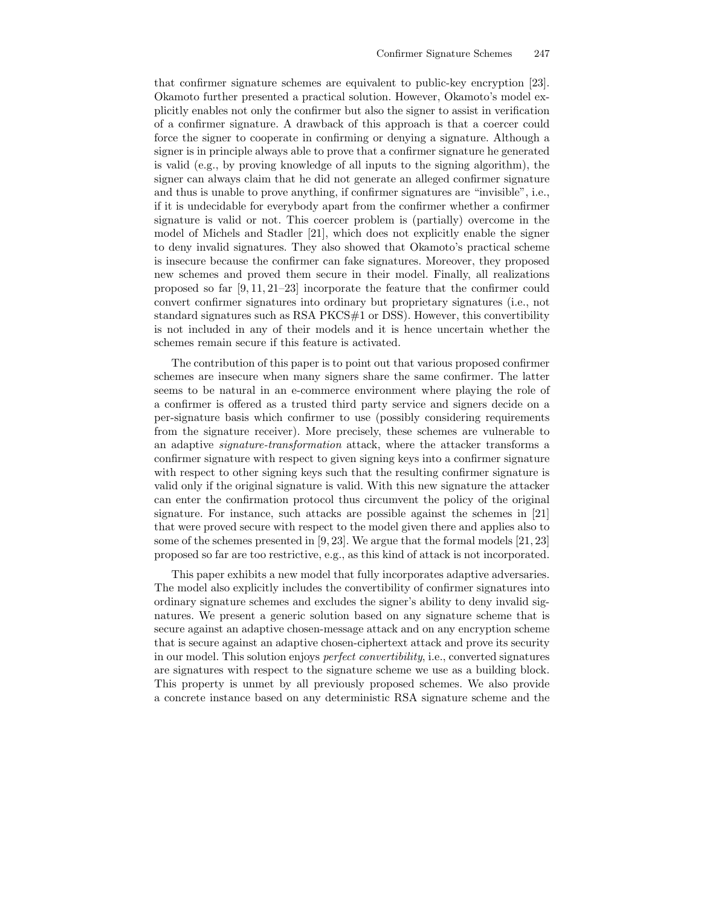that confirmer signature schemes are equivalent to public-key encryption [23]. Okamoto further presented a practical solution. However, Okamoto's model explicitly enables not only the confirmer but also the signer to assist in verification of a confirmer signature. A drawback of this approach is that a coercer could force the signer to cooperate in confirming or denying a signature. Although a signer is in principle always able to prove that a confirmer signature he generated is valid (e.g., by proving knowledge of all inputs to the signing algorithm), the signer can always claim that he did not generate an alleged confirmer signature and thus is unable to prove anything, if confirmer signatures are "invisible", i.e., if it is undecidable for everybody apart from the confirmer whether a confirmer signature is valid or not. This coercer problem is (partially) overcome in the model of Michels and Stadler [21], which does not explicitly enable the signer to deny invalid signatures. They also showed that Okamoto's practical scheme is insecure because the confirmer can fake signatures. Moreover, they proposed new schemes and proved them secure in their model. Finally, all realizations proposed so far [9, 11, 21–23] incorporate the feature that the confirmer could convert confirmer signatures into ordinary but proprietary signatures (i.e., not standard signatures such as RSA PKCS#1 or DSS). However, this convertibility is not included in any of their models and it is hence uncertain whether the schemes remain secure if this feature is activated.

The contribution of this paper is to point out that various proposed confirmer schemes are insecure when many signers share the same confirmer. The latter seems to be natural in an e-commerce environment where playing the role of a confirmer is offered as a trusted third party service and signers decide on a per-signature basis which confirmer to use (possibly considering requirements from the signature receiver). More precisely, these schemes are vulnerable to an adaptive *signature-transformation* attack, where the attacker transforms a confirmer signature with respect to given signing keys into a confirmer signature with respect to other signing keys such that the resulting confirmer signature is valid only if the original signature is valid. With this new signature the attacker can enter the confirmation protocol thus circumvent the policy of the original signature. For instance, such attacks are possible against the schemes in [21] that were proved secure with respect to the model given there and applies also to some of the schemes presented in [9, 23]. We argue that the formal models [21, 23] proposed so far are too restrictive, e.g., as this kind of attack is not incorporated.

This paper exhibits a new model that fully incorporates adaptive adversaries. The model also explicitly includes the convertibility of confirmer signatures into ordinary signature schemes and excludes the signer's ability to deny invalid signatures. We present a generic solution based on any signature scheme that is secure against an adaptive chosen-message attack and on any encryption scheme that is secure against an adaptive chosen-ciphertext attack and prove its security in our model. This solution enjoys *perfect convertibility*, i.e., converted signatures are signatures with respect to the signature scheme we use as a building block. This property is unmet by all previously proposed schemes. We also provide a concrete instance based on any deterministic RSA signature scheme and the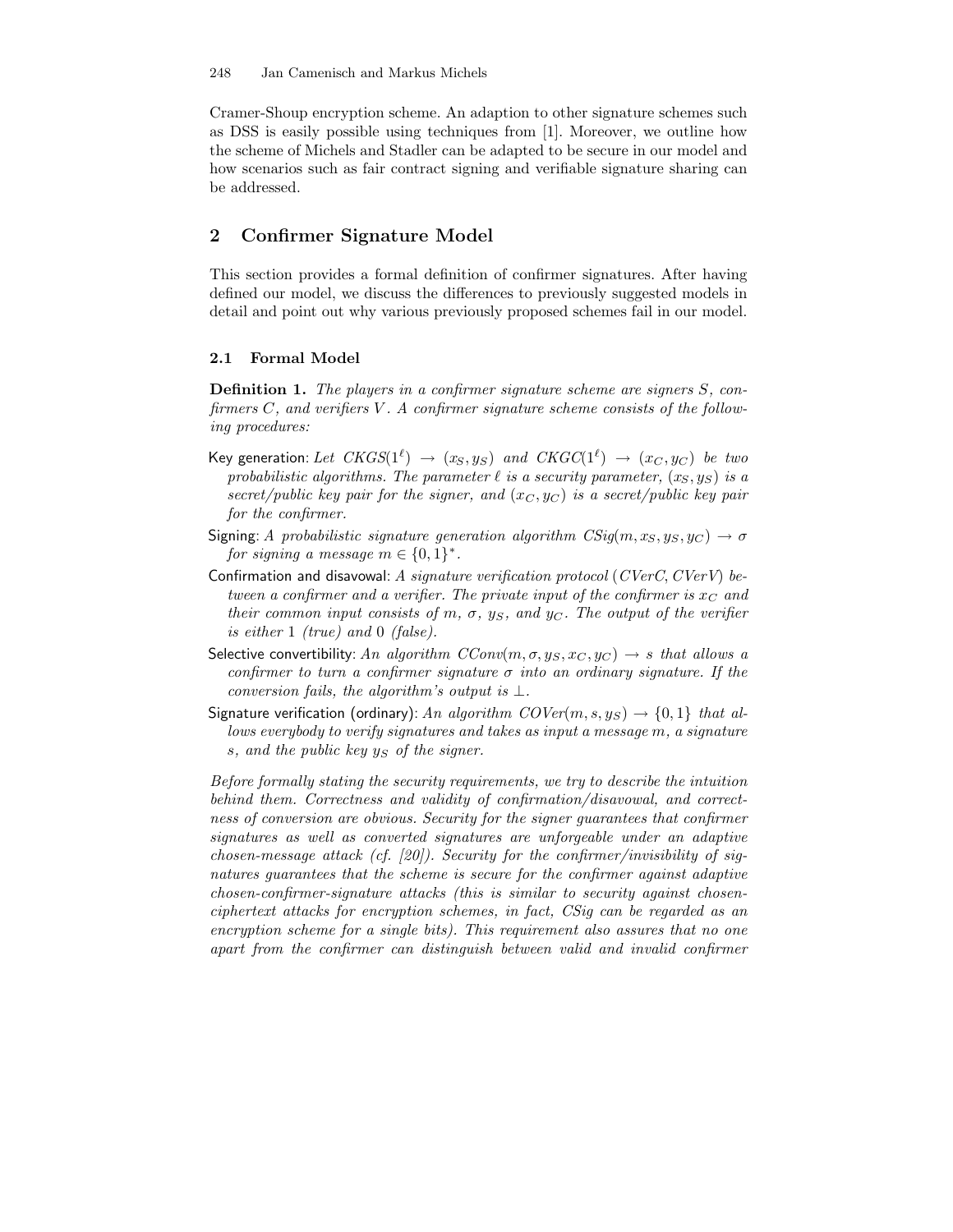Cramer-Shoup encryption scheme. An adaption to other signature schemes such as DSS is easily possible using techniques from [1]. Moreover, we outline how the scheme of Michels and Stadler can be adapted to be secure in our model and how scenarios such as fair contract signing and verifiable signature sharing can be addressed.

## 2 Confirmer Signature Model

This section provides a formal definition of confirmer signatures. After having defined our model, we discuss the differences to previously suggested models in detail and point out why various previously proposed schemes fail in our model.

### 2.1 Formal Model

**Definition 1.** *The players in a confirmer signature scheme are signers $S$, confirmers $C$, and verifiers $V$. A confirmer signature scheme consists of the following procedures:*

- Key generation: *Let $CKGS(1^\ell) \rightarrow (x_S, y_S)$ and $CKGC(1^\ell) \rightarrow (x_C, y_C)$ be two probabilistic algorithms. The parameter $\ell$ is a security parameter, $(x_S, y_S)$ is a secret/public key pair for the signer, and $(x_C, y_C)$ is a secret/public key pair for the confirmer.*
- Signing: *A probabilistic signature generation algorithm $CSig(m, x_S, y_S, y_C) \rightarrow \sigma$ for signing a message $m \in \{0,1\}^*$.*
- Confirmation and disavowal: *A signature verification protocol $(CVerC, CVerV)$ between a confirmer and a verifier. The private input of the confirmer is $x_C$ and their common input consists of $m$, $\sigma$, $y_S$, and $y_C$. The output of the verifier is either 1 (true) and 0 (false).*
- Selective convertibility: *An algorithm $CConv(m, \sigma, y_S, x_C, y_C) \rightarrow s$ that allows a confirmer to turn a confirmer signature $\sigma$ into an ordinary signature. If the conversion fails, the algorithm's output is $\perp$.*
- Signature verification (ordinary): *An algorithm $COVer(m, s, y_S) \rightarrow \{0,1\}$ that allows everybody to verify signatures and takes as input a message $m$, a signature $s$, and the public key $y_S$ of the signer.*

*Before formally stating the security requirements, we try to describe the intuition behind them. Correctness and validity of confirmation/disavowal, and correctness of conversion are obvious. Security for the signer guarantees that confirmer signatures as well as converted signatures are unforgeable under an adaptive chosen-message attack (cf. [20]). Security for the confirmer/invisibility of signatures guarantees that the scheme is secure for the confirmer against adaptive chosen-confirmer-signature attacks (this is similar to security against chosen-ciphertext attacks for encryption schemes, in fact, CSig can be regarded as an encryption scheme for a single bits). This requirement also assures that no one apart from the confirmer can distinguish between valid and invalid confirmer*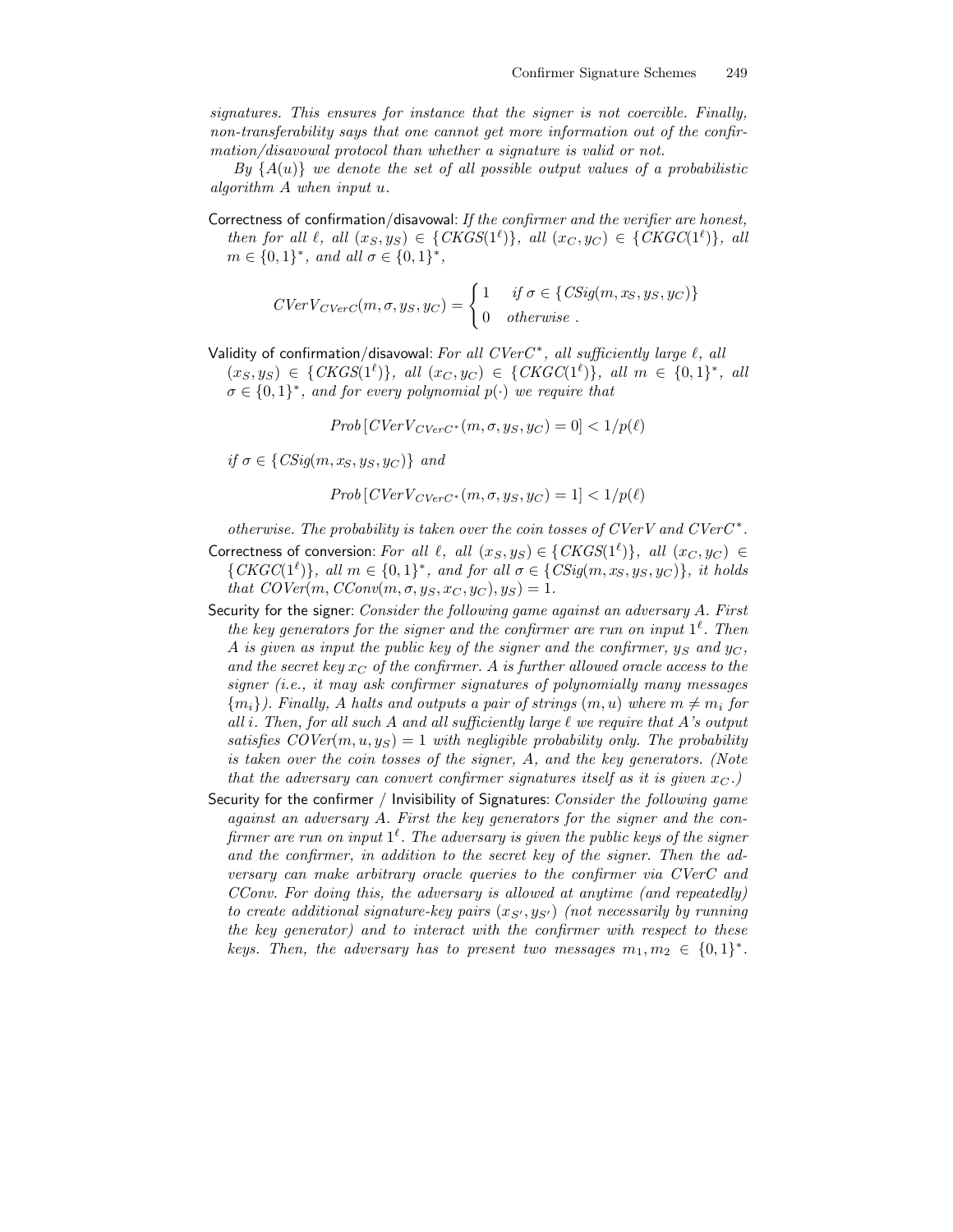*signatures. This ensures for instance that the signer is not coercible. Finally, non-transferability says that one cannot get more information out of the confirmation/disavowal protocol than whether a signature is valid or not.*

*By $\{A(u)\}$ we denote the set of all possible output values of a probabilistic algorithm $A$ when input $u$.*

Correctness of confirmation/disavowal: *If the confirmer and the verifier are honest, then for all $\ell$, all $(x_S, y_S) \in \{CKGS(1^\ell)\}$, all $(x_C, y_C) \in \{CKGC(1^\ell)\}$, all $m \in \{0,1\}^*$, and all $\sigma \in \{0,1\}^*$,*

$$CVerV_{CVerC}(m, \sigma, y_S, y_C) = \begin{cases} 1 & \text{if } \sigma \in \{CSig(m, x_S, y_S, y_C)\} \\ 0 & \text{otherwise .} \end{cases}$$

Validity of confirmation/disavowal: *For all $CVerC^*$, all sufficiently large $\ell$, all $(x_S, y_S) \in \{CKGS(1^\ell)\}$, all $(x_C, y_C) \in \{CKGC(1^\ell)\}$, all $m \in \{0,1\}^*$, all $\sigma \in \{0,1\}^*$, and for every polynomial $p(\cdot)$ we require that*

$$Prob\left[CVerV_{CVerC^*}(m, \sigma, y_S, y_C) = 0\right] < 1/p(\ell)$$

*if $\sigma \in \{CSig(m, x_S, y_S, y_C)\}$ and*

$$Prob\left[CVerV_{CVerC^*}(m, \sigma, y_S, y_C) = 1\right] < 1/p(\ell)$$

*otherwise. The probability is taken over the coin tosses of $CVerV$ and $CVerC^*$.*

Correctness of conversion: *For all $\ell$, all $(x_S, y_S) \in \{CKGS(1^\ell)\}$, all $(x_C, y_C) \in \{CKGC(1^\ell)\}$, all $m \in \{0,1\}^*$, and for all $\sigma \in \{CSig(m, x_S, y_S, y_C)\}$, it holds that $COVer(m, CConv(m, \sigma, y_S, x_C, y_C), y_S) = 1$.*

Security for the signer: *Consider the following game against an adversary $A$. First the key generators for the signer and the confirmer are run on input $1^\ell$. Then $A$ is given as input the public key of the signer and the confirmer, $y_S$ and $y_C$, and the secret key $x_C$ of the confirmer. $A$ is further allowed oracle access to the signer (i.e., it may ask confirmer signatures of polynomially many messages $\{m_i\}$). Finally, $A$ halts and outputs a pair of strings $(m, u)$ where $m \neq m_i$ for all $i$. Then, for all such $A$ and all sufficiently large $\ell$ we require that $A$'s output satisfies $COVer(m, u, y_S) = 1$ with negligible probability only. The probability is taken over the coin tosses of the signer, $A$, and the key generators. (Note that the adversary can convert confirmer signatures itself as it is given $x_C$.)*

Security for the confirmer / Invisibility of Signatures: *Consider the following game against an adversary $A$. First the key generators for the signer and the confirmer are run on input $1^\ell$. The adversary is given the public keys of the signer and the confirmer, in addition to the secret key of the signer. Then the adversary can make arbitrary oracle queries to the confirmer via $CVerC$ and $CConv$. For doing this, the adversary is allowed at anytime (and repeatedly) to create additional signature-key pairs $(x_{S'}, y_{S'})$ (not necessarily by running the key generator) and to interact with the confirmer with respect to these keys. Then, the adversary has to present two messages $m_1, m_2 \in \{0,1\}^*$.*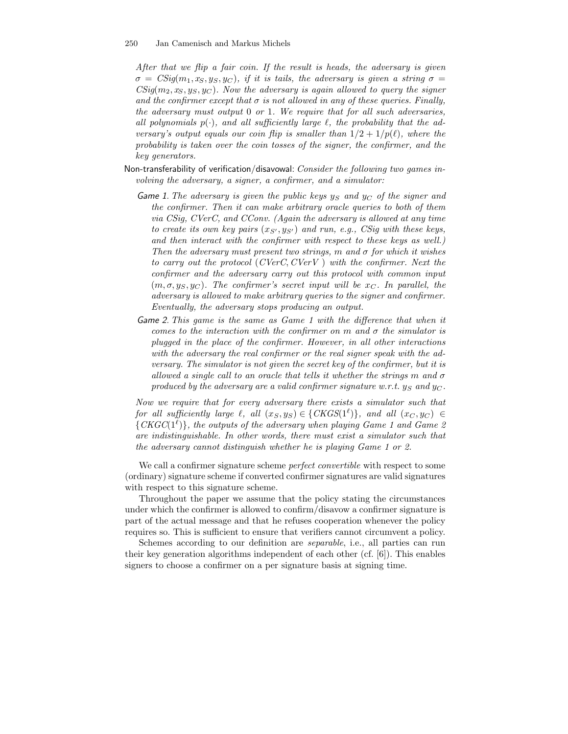*After that we flip a fair coin. If the result is heads, the adversary is given $\sigma = CSig(m_1, x_S, y_S, y_C)$, if it is tails, the adversary is given a string $\sigma = CSig(m_2, x_S, y_S, y_C)$. Now the adversary is again allowed to query the signer and the confirmer except that $\sigma$ is not allowed in any of these queries. Finally, the adversary must output 0 or 1. We require that for all such adversaries, all polynomials $p(\cdot)$, and all sufficiently large $\ell$, the probability that the adversary's output equals our coin flip is smaller than $1/2 + 1/p(\ell)$, where the probability is taken over the coin tosses of the signer, the confirmer, and the key generators.*

Non-transferability of verification/disavowal: *Consider the following two games involving the adversary, a signer, a confirmer, and a simulator:*

- Game 1. *The adversary is given the public keys $y_S$ and $y_C$ of the signer and the confirmer. Then it can make arbitrary oracle queries to both of them via CSig, CVerC, and CConv. (Again the adversary is allowed at any time to create its own key pairs $(x_{S'}, y_{S'})$ and run, e.g., CSig with these keys, and then interact with the confirmer with respect to these keys as well.) Then the adversary must present two strings, $m$ and $\sigma$ for which it wishes to carry out the protocol $(CVerC, CVerV)$ with the confirmer. Next the confirmer and the adversary carry out this protocol with common input $(m, \sigma, y_S, y_C)$. The confirmer's secret input will be $x_C$. In parallel, the adversary is allowed to make arbitrary queries to the signer and confirmer. Eventually, the adversary stops producing an output.*
- Game 2. *This game is the same as Game 1 with the difference that when it comes to the interaction with the confirmer on $m$ and $\sigma$ the simulator is plugged in the place of the confirmer. However, in all other interactions with the adversary the real confirmer or the real signer speak with the adversary. The simulator is not given the secret key of the confirmer, but it is allowed a single call to an oracle that tells it whether the strings $m$ and $\sigma$ produced by the adversary are a valid confirmer signature w.r.t. $y_S$ and $y_C$.*

*Now we require that for every adversary there exists a simulator such that for all sufficiently large $\ell$, all $(x_S, y_S) \in \{CKGS(1^\ell)\}$, and all $(x_C, y_C) \in \{CKGC(1^\ell)\}$, the outputs of the adversary when playing Game 1 and Game 2 are indistinguishable. In other words, there must exist a simulator such that the adversary cannot distinguish whether he is playing Game 1 or 2.*

We call a confirmer signature scheme *perfect convertible* with respect to some (ordinary) signature scheme if converted confirmer signatures are valid signatures with respect to this signature scheme.

Throughout the paper we assume that the policy stating the circumstances under which the confirmer is allowed to confirm/disavow a confirmer signature is part of the actual message and that he refuses cooperation whenever the policy requires so. This is sufficient to ensure that verifiers cannot circumvent a policy.

Schemes according to our definition are *separable*, i.e., all parties can run their key generation algorithms independent of each other (cf. [6]). This enables signers to choose a confirmer on a per signature basis at signing time.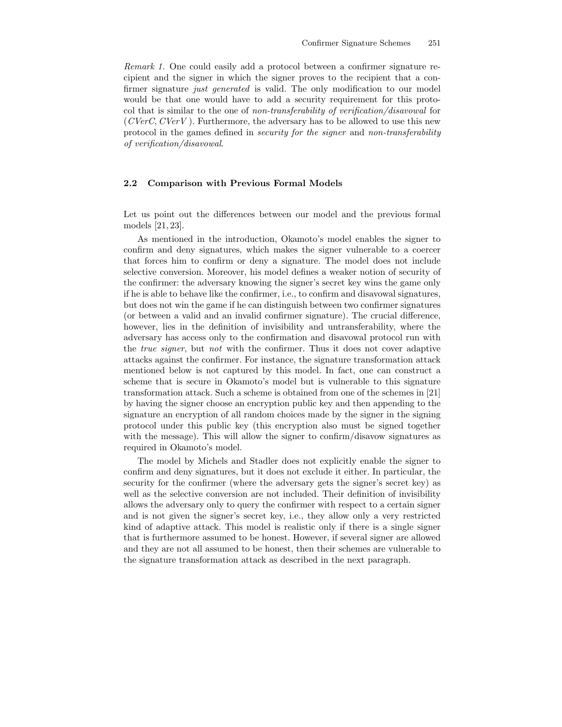*Remark 1.* One could easily add a protocol between a confirmer signature recipient and the signer in which the signer proves to the recipient that a confirmer signature *just generated* is valid. The only modification to our model would be that one would have to add a security requirement for this protocol that is similar to the one of *non-transferability of verification/disavowal* for (*CVerC*, *CVerV* ). Furthermore, the adversary has to be allowed to use this new protocol in the games defined in *security for the signer* and *non-transferability of verification/disavowal*.

### 2.2 Comparison with Previous Formal Models

Let us point out the differences between our model and the previous formal models [21, 23].

As mentioned in the introduction, Okamoto's model enables the signer to confirm and deny signatures, which makes the signer vulnerable to a coercer that forces him to confirm or deny a signature. The model does not include selective conversion. Moreover, his model defines a weaker notion of security of the confirmer: the adversary knowing the signer's secret key wins the game only if he is able to behave like the confirmer, i.e., to confirm and disavowal signatures, but does not win the game if he can distinguish between two confirmer signatures (or between a valid and an invalid confirmer signature). The crucial difference, however, lies in the definition of invisibility and untransferability, where the adversary has access only to the confirmation and disavowal protocol run with the *true signer*, but *not* with the confirmer. Thus it does not cover adaptive attacks against the confirmer. For instance, the signature transformation attack mentioned below is not captured by this model. In fact, one can construct a scheme that is secure in Okamoto's model but is vulnerable to this signature transformation attack. Such a scheme is obtained from one of the schemes in [21] by having the signer choose an encryption public key and then appending to the signature an encryption of all random choices made by the signer in the signing protocol under this public key (this encryption also must be signed together with the message). This will allow the signer to confirm/disavow signatures as required in Okamoto's model.

The model by Michels and Stadler does not explicitly enable the signer to confirm and deny signatures, but it does not exclude it either. In particular, the security for the confirmer (where the adversary gets the signer's secret key) as well as the selective conversion are not included. Their definition of invisibility allows the adversary only to query the confirmer with respect to a certain signer and is not given the signer's secret key, i.e., they allow only a very restricted kind of adaptive attack. This model is realistic only if there is a single signer that is furthermore assumed to be honest. However, if several signer are allowed and they are not all assumed to be honest, then their schemes are vulnerable to the signature transformation attack as described in the next paragraph.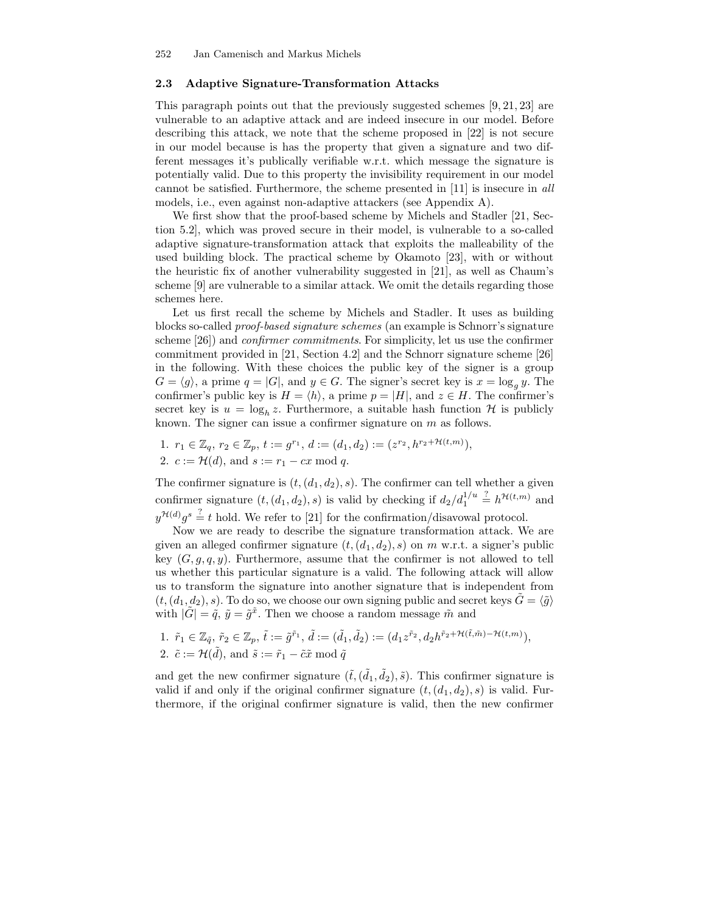### 2.3 Adaptive Signature-Transformation Attacks

This paragraph points out that the previously suggested schemes [9, 21, 23] are vulnerable to an adaptive attack and are indeed insecure in our model. Before describing this attack, we note that the scheme proposed in [22] is not secure in our model because is has the property that given a signature and two different messages it's publically verifiable w.r.t. which message the signature is potentially valid. Due to this property the invisibility requirement in our model cannot be satisfied. Furthermore, the scheme presented in [11] is insecure in *all* models, i.e., even against non-adaptive attackers (see Appendix A).

We first show that the proof-based scheme by Michels and Stadler [21, Section 5.2], which was proved secure in their model, is vulnerable to a so-called adaptive signature-transformation attack that exploits the malleability of the used building block. The practical scheme by Okamoto [23], with or without the heuristic fix of another vulnerability suggested in [21], as well as Chaum's scheme [9] are vulnerable to a similar attack. We omit the details regarding those schemes here.

Let us first recall the scheme by Michels and Stadler. It uses as building blocks so-called *proof-based signature schemes* (an example is Schnorr's signature scheme [26]) and *confirmer commitments*. For simplicity, let us use the confirmer commitment provided in [21, Section 4.2] and the Schnorr signature scheme [26] in the following. With these choices the public key of the signer is a group $G = \langle g \rangle$, a prime $q = |G|$, and $y \in G$. The signer's secret key is $x = \log_g y$. The confirmer's public key is $H = \langle h \rangle$, a prime $p = |H|$, and $z \in H$. The confirmer's secret key is $u = \log_h z$. Furthermore, a suitable hash function $\mathcal{H}$ is publicly known. The signer can issue a confirmer signature on $m$ as follows.

1. $r_1 \in \mathbb{Z}_q$, $r_2 \in \mathbb{Z}_p$, $t := g^{r_1}$, $d := (d_1, d_2) := (z^{r_2}, h^{r_2 + \mathcal{H}(t,m)})$,
2. $c := \mathcal{H}(d)$, and $s := r_1 - cx \bmod q$.

The confirmer signature is $(t, (d_1, d_2), s)$. The confirmer can tell whether a given confirmer signature $(t, (d_1, d_2), s)$ is valid by checking if $d_2/d_1^{1/u} \stackrel{?}{=} h^{\mathcal{H}(t,m)}$ and $y^{\mathcal{H}(d)} g^s \stackrel{?}{=} t$ hold. We refer to [21] for the confirmation/disavowal protocol.

Now we are ready to describe the signature transformation attack. We are given an alleged confirmer signature $(t, (d_1, d_2), s)$ on $m$ w.r.t. a signer's public key $(G, g, q, y)$. Furthermore, assume that the confirmer is not allowed to tell us whether this particular signature is a valid. The following attack will allow us to transform the signature into another signature that is independent from $(t, (d_1, d_2), s)$. To do so, we choose our own signing public and secret keys $\tilde{G} = \langle \tilde{g} \rangle$ with $|\tilde{G}| = \tilde{q}$, $\tilde{y} = \tilde{g}^{\tilde{x}}$. Then we choose a random message $\tilde{m}$ and

1. $\tilde{r}_1 \in \mathbb{Z}_{\tilde{q}}$, $\tilde{r}_2 \in \mathbb{Z}_p$, $\tilde{t} := \tilde{g}^{\tilde{r}_1}$, $\tilde{d} := (\tilde{d}_1, \tilde{d}_2) := (d_1 z^{\tilde{r}_2}, d_2 h^{\tilde{r}_2 + \mathcal{H}(\tilde{t}, \tilde{m}) - \mathcal{H}(t,m)})$,
2. $\tilde{c} := \mathcal{H}(\tilde{d})$, and $\tilde{s} := \tilde{r}_1 - \tilde{c}\tilde{x} \bmod \tilde{q}$

and get the new confirmer signature $(\tilde{t}, (\tilde{d}_1, \tilde{d}_2), \tilde{s})$. This confirmer signature is valid if and only if the original confirmer signature $(t, (d_1, d_2), s)$ is valid. Furthermore, if the original confirmer signature is valid, then the new confirmer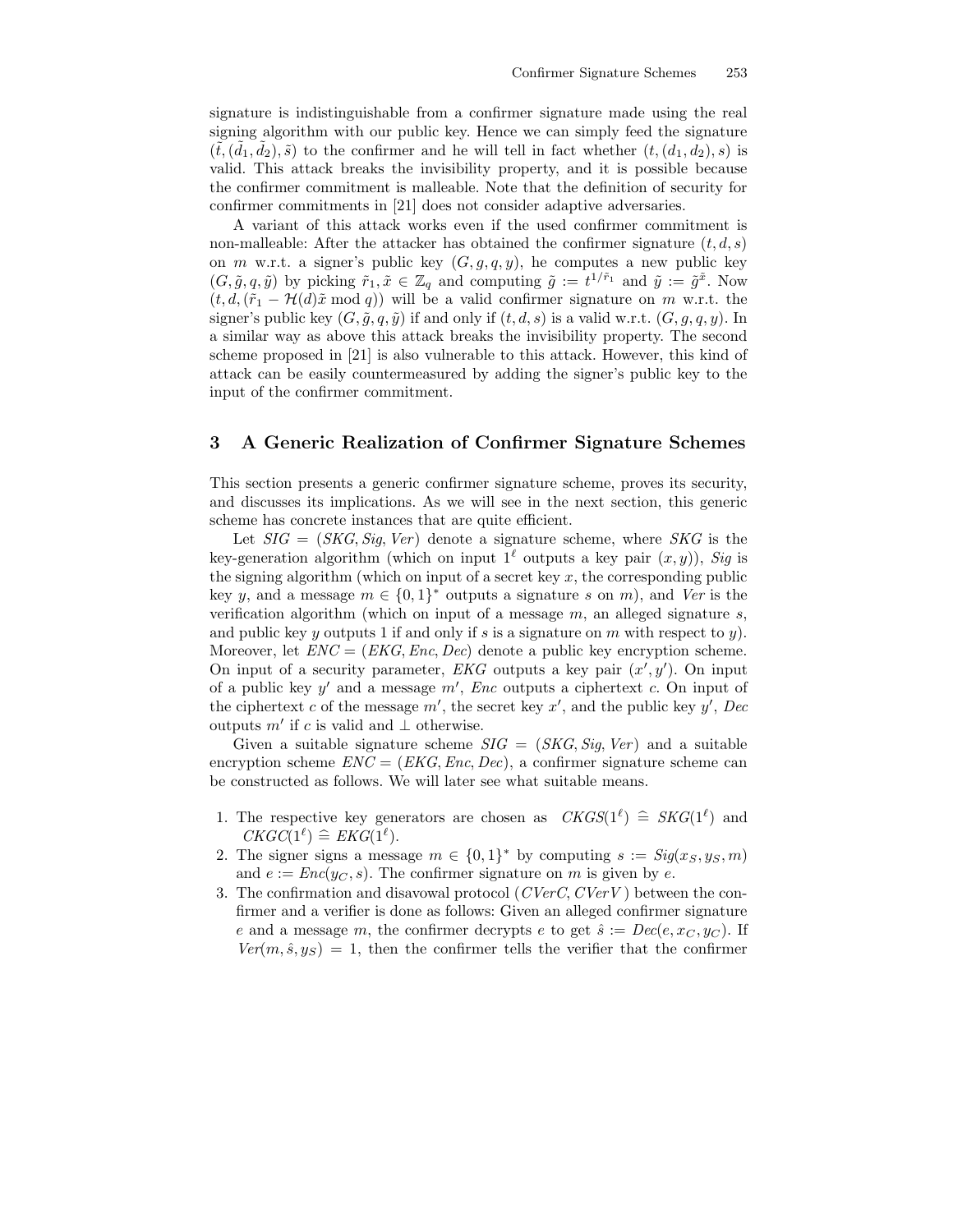signature is indistinguishable from a confirmer signature made using the real signing algorithm with our public key. Hence we can simply feed the signature $(\tilde{t}, (\tilde{d_1}, \tilde{d_2}), \tilde{s})$ to the confirmer and he will tell in fact whether $(t, (d_1, d_2), s)$ is valid. This attack breaks the invisibility property, and it is possible because the confirmer commitment is malleable. Note that the definition of security for confirmer commitments in [21] does not consider adaptive adversaries.

A variant of this attack works even if the used confirmer commitment is non-malleable: After the attacker has obtained the confirmer signature $(t, d, s)$ on $m$ w.r.t. a signer's public key $(G, g, q, y)$, he computes a new public key $(G, \tilde{g}, q, \tilde{y})$ by picking $\tilde{r}_1, \tilde{x} \in \mathbb{Z}_q$ and computing $\tilde{g} := t^{1/\tilde{r}_1}$ and $\tilde{y} := \tilde{g}^{\tilde{x}}$. Now $(t, d, (\tilde{r}_1 - \mathcal{H}(d)\tilde{x} \bmod q))$ will be a valid confirmer signature on $m$ w.r.t. the signer's public key $(G, \tilde{g}, q, \tilde{y})$ if and only if $(t, d, s)$ is a valid w.r.t. $(G, g, q, y)$. In a similar way as above this attack breaks the invisibility property. The second scheme proposed in [21] is also vulnerable to this attack. However, this kind of attack can be easily countermeasured by adding the signer's public key to the input of the confirmer commitment.

## 3 A Generic Realization of Confirmer Signature Schemes

This section presents a generic confirmer signature scheme, proves its security, and discusses its implications. As we will see in the next section, this generic scheme has concrete instances that are quite efficient.

Let $SIG = (SKG, Sig, Ver)$ denote a signature scheme, where $SKG$ is the key-generation algorithm (which on input $1^\ell$ outputs a key pair $(x, y)$), $Sig$ is the signing algorithm (which on input of a secret key $x$, the corresponding public key $y$, and a message $m \in \{0,1\}^*$ outputs a signature $s$ on $m$), and $Ver$ is the verification algorithm (which on input of a message $m$, an alleged signature $s$, and public key $y$ outputs 1 if and only if $s$ is a signature on $m$ with respect to $y$). Moreover, let $ENC = (EKG, Enc, Dec)$ denote a public key encryption scheme. On input of a security parameter, $EKG$ outputs a key pair $(x', y')$. On input of a public key $y'$ and a message $m'$, $Enc$ outputs a ciphertext $c$. On input of the ciphertext $c$ of the message $m'$, the secret key $x'$, and the public key $y'$, $Dec$ outputs $m'$ if $c$ is valid and $\perp$ otherwise.

Given a suitable signature scheme $SIG = (SKG, Sig, Ver)$ and a suitable encryption scheme $ENC = (EKG, Enc, Dec)$, a confirmer signature scheme can be constructed as follows. We will later see what suitable means.

1. The respective key generators are chosen as $CKGS(1^\ell) \mathrel{\widehat{=}} SKG(1^\ell)$ and $CKGC(1^\ell) \mathrel{\widehat{=}} EKG(1^\ell)$.
2. The signer signs a message $m \in \{0,1\}^*$ by computing $s := Sig(x_S, y_S, m)$ and $e := Enc(y_C, s)$. The confirmer signature on $m$ is given by $e$.
3. The confirmation and disavowal protocol $(CVerC, CVerV)$ between the confirmer and a verifier is done as follows: Given an alleged confirmer signature $e$ and a message $m$, the confirmer decrypts $e$ to get $\hat{s} := Dec(e, x_C, y_C)$. If $Ver(m, \hat{s}, y_S) = 1$, then the confirmer tells the verifier that the confirmer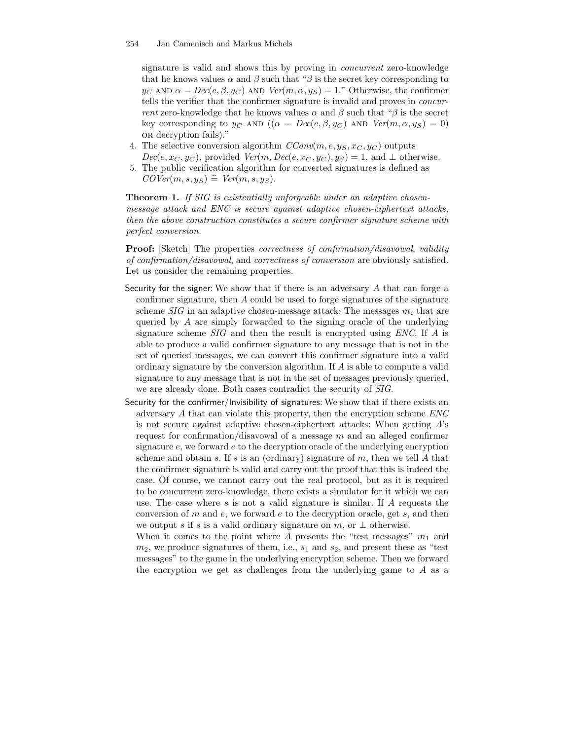signature is valid and shows this by proving in *concurrent* zero-knowledge that he knows values $\alpha$ and $\beta$ such that "$\beta$ is the secret key corresponding to $y_C$ AND $\alpha = Dec(e, \beta, y_C)$ AND $Ver(m, \alpha, y_S) = 1$." Otherwise, the confirmer tells the verifier that the confirmer signature is invalid and proves in *concurrent* zero-knowledge that he knows values $\alpha$ and $\beta$ such that "$\beta$ is the secret key corresponding to $y_C$ AND (($\alpha = Dec(e, \beta, y_C)$ AND $Ver(m, \alpha, y_S) = 0$) OR decryption fails)."

4. The selective conversion algorithm $CConv(m, e, y_S, x_C, y_C)$ outputs $Dec(e, x_C, y_C)$, provided $Ver(m, Dec(e, x_C, y_C), y_S) = 1$, and $\perp$ otherwise.
5. The public verification algorithm for converted signatures is defined as $COVer(m, s, y_S) \mathrel{\widehat{=}} Ver(m, s, y_S)$.

**Theorem 1.** *If SIG is existentially unforgeable under an adaptive chosen-message attack and ENC is secure against adaptive chosen-ciphertext attacks, then the above construction constitutes a secure confirmer signature scheme with perfect conversion.*

**Proof:** [Sketch] The properties *correctness of confirmation/disavowal*, *validity of confirmation/disavowal*, and *correctness of conversion* are obviously satisfied. Let us consider the remaining properties.

Security for the signer: We show that if there is an adversary $A$ that can forge a confirmer signature, then $A$ could be used to forge signatures of the signature scheme *SIG* in an adaptive chosen-message attack: The messages $m_i$ that are queried by $A$ are simply forwarded to the signing oracle of the underlying signature scheme *SIG* and then the result is encrypted using *ENC*. If $A$ is able to produce a valid confirmer signature to any message that is not in the set of queried messages, we can convert this confirmer signature into a valid ordinary signature by the conversion algorithm. If $A$ is able to compute a valid signature to any message that is not in the set of messages previously queried, we are already done. Both cases contradict the security of *SIG*.

Security for the confirmer/Invisibility of signatures: We show that if there exists an adversary $A$ that can violate this property, then the encryption scheme *ENC* is not secure against adaptive chosen-ciphertext attacks: When getting $A$'s request for confirmation/disavowal of a message $m$ and an alleged confirmer signature $e$, we forward $e$ to the decryption oracle of the underlying encryption scheme and obtain $s$. If $s$ is an (ordinary) signature of $m$, then we tell $A$ that the confirmer signature is valid and carry out the proof that this is indeed the case. Of course, we cannot carry out the real protocol, but as it is required to be concurrent zero-knowledge, there exists a simulator for it which we can use. The case where $s$ is not a valid signature is similar. If $A$ requests the conversion of $m$ and $e$, we forward $e$ to the decryption oracle, get $s$, and then we output $s$ if $s$ is a valid ordinary signature on $m$, or $\perp$ otherwise.
When it comes to the point where $A$ presents the "test messages" $m_1$ and $m_2$, we produce signatures of them, i.e., $s_1$ and $s_2$, and present these as "test messages" to the game in the underlying encryption scheme. Then we forward the encryption we get as challenges from the underlying game to $A$ as a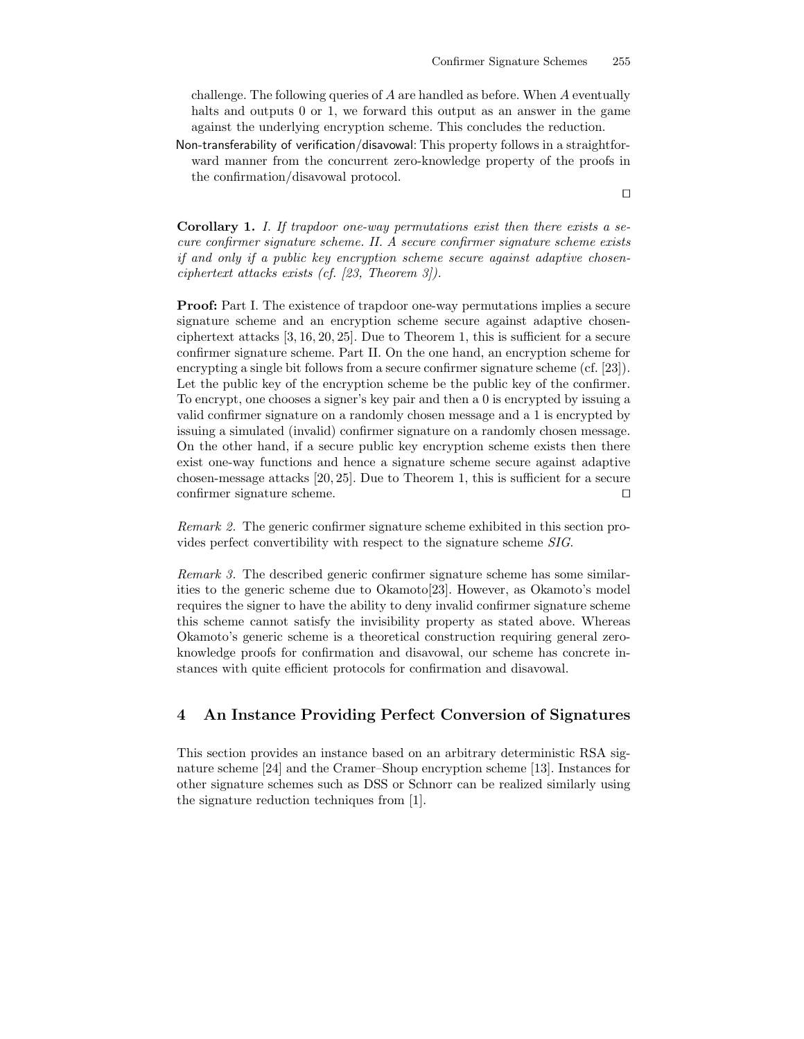challenge. The following queries of $A$ are handled as before. When $A$ eventually halts and outputs 0 or 1, we forward this output as an answer in the game against the underlying encryption scheme. This concludes the reduction.

Non-transferability of verification/disavowal: This property follows in a straightforward manner from the concurrent zero-knowledge property of the proofs in the confirmation/disavowal protocol.

□

**Corollary 1.** *I. If trapdoor one-way permutations exist then there exists a secure confirmer signature scheme. II. A secure confirmer signature scheme exists if and only if a public key encryption scheme secure against adaptive chosen-ciphertext attacks exists (cf. [23, Theorem 3]).*

**Proof:** Part I. The existence of trapdoor one-way permutations implies a secure signature scheme and an encryption scheme secure against adaptive chosen-ciphertext attacks [3, 16, 20, 25]. Due to Theorem 1, this is sufficient for a secure confirmer signature scheme. Part II. On the one hand, an encryption scheme for encrypting a single bit follows from a secure confirmer signature scheme (cf. [23]). Let the public key of the encryption scheme be the public key of the confirmer. To encrypt, one chooses a signer's key pair and then a 0 is encrypted by issuing a valid confirmer signature on a randomly chosen message and a 1 is encrypted by issuing a simulated (invalid) confirmer signature on a randomly chosen message. On the other hand, if a secure public key encryption scheme exists then there exist one-way functions and hence a signature scheme secure against adaptive chosen-message attacks [20, 25]. Due to Theorem 1, this is sufficient for a secure confirmer signature scheme. □

*Remark 2.* The generic confirmer signature scheme exhibited in this section provides perfect convertibility with respect to the signature scheme *SIG*.

*Remark 3.* The described generic confirmer signature scheme has some similarities to the generic scheme due to Okamoto[23]. However, as Okamoto's model requires the signer to have the ability to deny invalid confirmer signature scheme this scheme cannot satisfy the invisibility property as stated above. Whereas Okamoto's generic scheme is a theoretical construction requiring general zero-knowledge proofs for confirmation and disavowal, our scheme has concrete instances with quite efficient protocols for confirmation and disavowal.

## 4 An Instance Providing Perfect Conversion of Signatures

This section provides an instance based on an arbitrary deterministic RSA signature scheme [24] and the Cramer–Shoup encryption scheme [13]. Instances for other signature schemes such as DSS or Schnorr can be realized similarly using the signature reduction techniques from [1].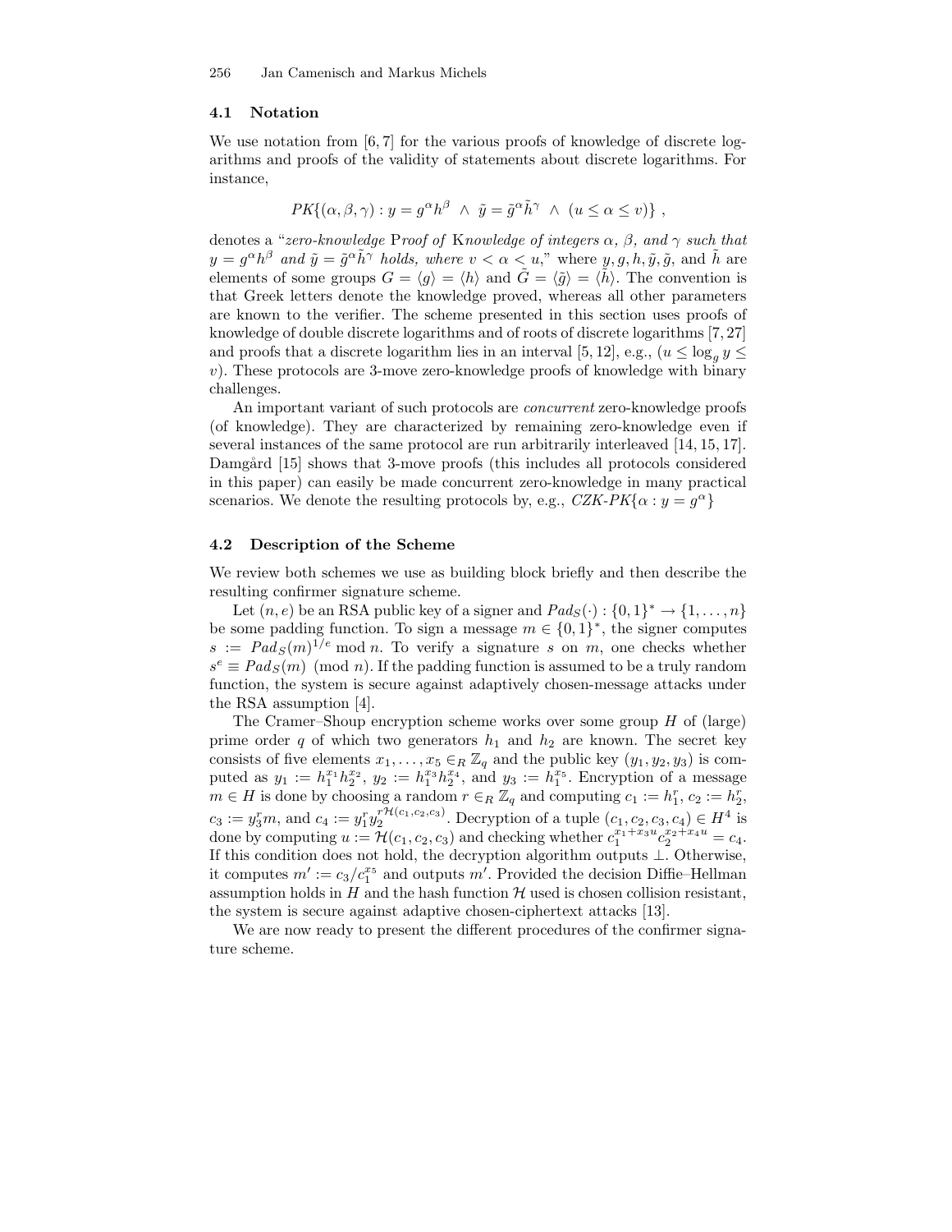### 4.1 Notation

We use notation from [6, 7] for the various proofs of knowledge of discrete logarithms and proofs of the validity of statements about discrete logarithms. For instance,

$$PK\{(\alpha, \beta, \gamma) : y = g^{\alpha} h^{\beta} \ \wedge \ \tilde{y} = \tilde{g}^{\alpha} \tilde{h}^{\gamma} \ \wedge \ (u \leq \alpha \leq v)\} \ ,$$

denotes a "*zero-knowledge* P*roof of* K*nowledge of integers* $\alpha$*,* $\beta$*, and* $\gamma$ *such that* $y = g^{\alpha} h^{\beta}$ *and* $\tilde{y} = \tilde{g}^{\alpha} \tilde{h}^{\gamma}$ *holds, where* $v < \alpha < u$*,*" where $y, g, h, \tilde{y}, \tilde{g}$, and $\tilde{h}$ are elements of some groups $G = \langle g \rangle = \langle h \rangle$ and $\tilde{G} = \langle \tilde{g} \rangle = \langle \tilde{h} \rangle$. The convention is that Greek letters denote the knowledge proved, whereas all other parameters are known to the verifier. The scheme presented in this section uses proofs of knowledge of double discrete logarithms and of roots of discrete logarithms [7, 27] and proofs that a discrete logarithm lies in an interval [5, 12], e.g., $(u \leq \log_g y \leq v)$. These protocols are 3-move zero-knowledge proofs of knowledge with binary challenges.

An important variant of such protocols are *concurrent* zero-knowledge proofs (of knowledge). They are characterized by remaining zero-knowledge even if several instances of the same protocol are run arbitrarily interleaved [14, 15, 17]. Damgård [15] shows that 3-move proofs (this includes all protocols considered in this paper) can easily be made concurrent zero-knowledge in many practical scenarios. We denote the resulting protocols by, e.g., $CZK\text{-}PK\{\alpha : y = g^{\alpha}\}$

### 4.2 Description of the Scheme

We review both schemes we use as building block briefly and then describe the resulting confirmer signature scheme.

Let $(n, e)$ be an RSA public key of a signer and $Pad_S(\cdot) : \{0,1\}^* \to \{1, \ldots, n\}$ be some padding function. To sign a message $m \in \{0,1\}^*$, the signer computes $s := Pad_S(m)^{1/e} \bmod n$. To verify a signature $s$ on $m$, one checks whether $s^e \equiv Pad_S(m) \pmod{n}$. If the padding function is assumed to be a truly random function, the system is secure against adaptively chosen-message attacks under the RSA assumption [4].

The Cramer–Shoup encryption scheme works over some group $H$ of (large) prime order $q$ of which two generators $h_1$ and $h_2$ are known. The secret key consists of five elements $x_1, \ldots, x_5 \in_R \mathbb{Z}_q$ and the public key $(y_1, y_2, y_3)$ is computed as $y_1 := h_1^{x_1} h_2^{x_2}$, $y_2 := h_1^{x_3} h_2^{x_4}$, and $y_3 := h_1^{x_5}$. Encryption of a message $m \in H$ is done by choosing a random $r \in_R \mathbb{Z}_q$ and computing $c_1 := h_1^r$, $c_2 := h_2^r$, $c_3 := y_3^r m$, and $c_4 := y_1^r y_2^{r\mathcal{H}(c_1,c_2,c_3)}$. Decryption of a tuple $(c_1, c_2, c_3, c_4) \in H^4$ is done by computing $u := \mathcal{H}(c_1, c_2, c_3)$ and checking whether $c_1^{x_1 + x_3 u} c_2^{x_2 + x_4 u} = c_4$. If this condition does not hold, the decryption algorithm outputs $\perp$. Otherwise, it computes $m' := c_3 / c_1^{x_5}$ and outputs $m'$. Provided the decision Diffie–Hellman assumption holds in $H$ and the hash function $\mathcal{H}$ used is chosen collision resistant, the system is secure against adaptive chosen-ciphertext attacks [13].

We are now ready to present the different procedures of the confirmer signature scheme.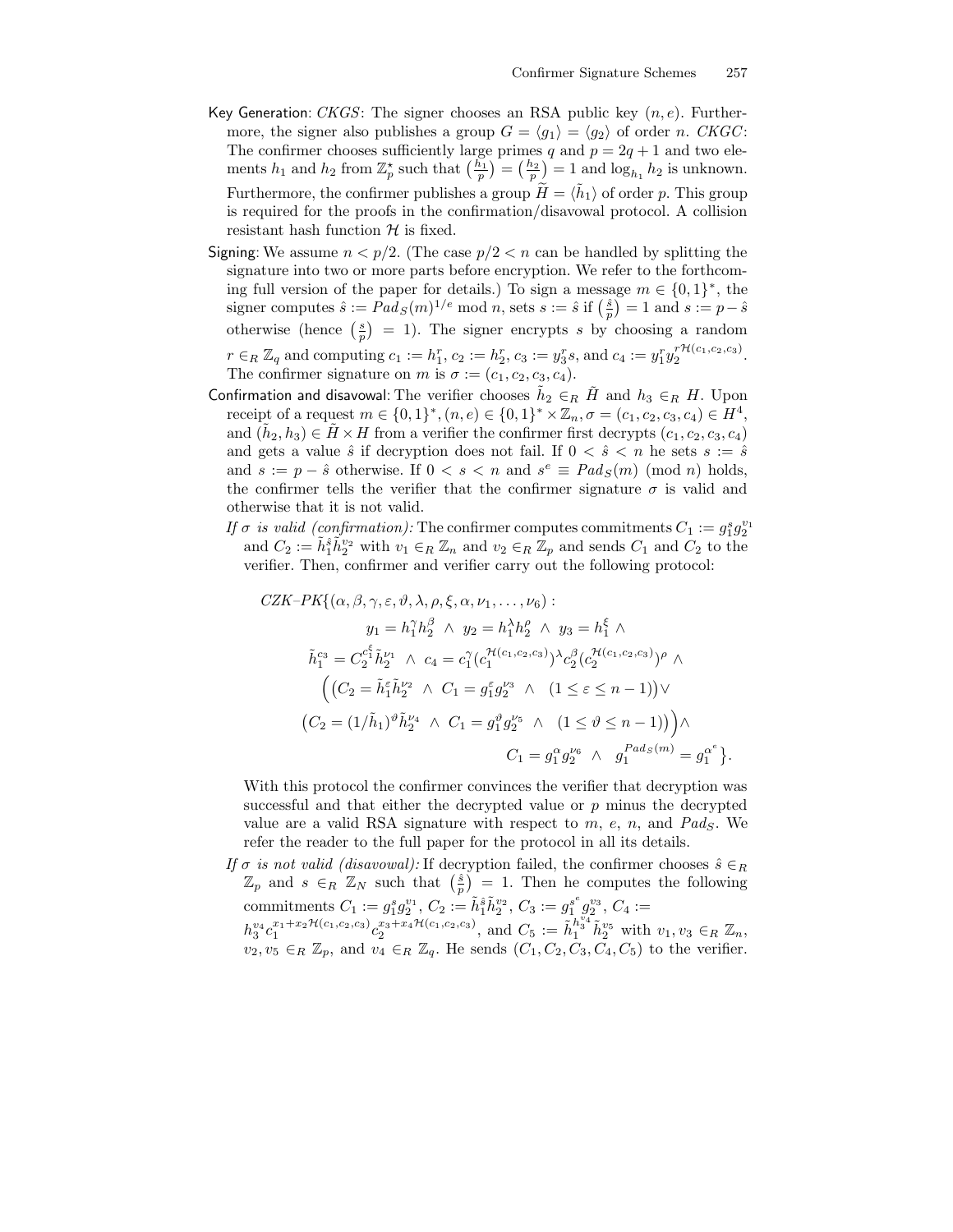Key Generation: *CKGS*: The signer chooses an RSA public key $(n, e)$. Furthermore, the signer also publishes a group $G = \langle g_1 \rangle = \langle g_2 \rangle$ of order $n$. *CKGC*: The confirmer chooses sufficiently large primes $q$ and $p = 2q + 1$ and two elements $h_1$ and $h_2$ from $\mathbb{Z}_p^\star$ such that $\left(\frac{h_1}{p}\right) = \left(\frac{h_2}{p}\right) = 1$ and $\log_{h_1} h_2$ is unknown. Furthermore, the confirmer publishes a group $\widetilde{H} = \langle \tilde{h}_1 \rangle$ of order $p$. This group is required for the proofs in the confirmation/disavowal protocol. A collision resistant hash function $\mathcal{H}$ is fixed.

Signing: We assume $n < p/2$. (The case $p/2 < n$ can be handled by splitting the signature into two or more parts before encryption. We refer to the forthcoming full version of the paper for details.) To sign a message $m \in \{0,1\}^*$, the signer computes $\hat{s} := Pad_S(m)^{1/e} \bmod n$, sets $s := \hat{s}$ if $\left(\frac{\hat{s}}{p}\right) = 1$ and $s := p - \hat{s}$ otherwise (hence $\left(\frac{s}{p}\right) = 1$). The signer encrypts $s$ by choosing a random $r \in_R \mathbb{Z}_q$ and computing $c_1 := h_1^r$, $c_2 := h_2^r$, $c_3 := y_3^r s$, and $c_4 := y_1^r y_2^{r\mathcal{H}(c_1,c_2,c_3)}$. The confirmer signature on $m$ is $\sigma := (c_1, c_2, c_3, c_4)$.

Confirmation and disavowal: The verifier chooses $\tilde{h}_2 \in_R \tilde{H}$ and $h_3 \in_R H$. Upon receipt of a request $m \in \{0,1\}^*, (n, e) \in \{0,1\}^* \times \mathbb{Z}_n, \sigma = (c_1, c_2, c_3, c_4) \in H^4$, and $(\tilde{h}_2, h_3) \in \tilde{H} \times H$ from a verifier the confirmer first decrypts $(c_1, c_2, c_3, c_4)$ and gets a value $\hat{s}$ if decryption does not fail. If $0 < \hat{s} < n$ he sets $s := \hat{s}$ and $s := p - \hat{s}$ otherwise. If $0 < s < n$ and $s^e \equiv Pad_S(m) \pmod{n}$ holds, the confirmer tells the verifier that the confirmer signature $\sigma$ is valid and otherwise that it is not valid.

*If $\sigma$ is valid (confirmation):* The confirmer computes commitments $C_1 := g_1^s g_2^{v_1}$ and $C_2 := \tilde{h}_1^{\hat{s}} \tilde{h}_2^{v_2}$ with $v_1 \in_R \mathbb{Z}_n$ and $v_2 \in_R \mathbb{Z}_p$ and sends $C_1$ and $C_2$ to the verifier. Then, confirmer and verifier carry out the following protocol:

$$
\begin{aligned}
&CZK\text{–}PK\{(\alpha, \beta, \gamma, \varepsilon, \vartheta, \lambda, \rho, \xi, \alpha, \nu_1, \ldots, \nu_6) : \\
&\qquad y_1 = h_1^\gamma h_2^\beta \;\wedge\; y_2 = h_1^\lambda h_2^\rho \;\wedge\; y_3 = h_1^\xi \;\wedge \\
&\tilde{h}_1^{c_3} = C_2^{c_1^\xi} \tilde{h}_2^{\nu_1} \;\wedge\; c_4 = c_1^\gamma (c_1^{\mathcal{H}(c_1,c_2,c_3)})^\lambda c_2^\beta (c_2^{\mathcal{H}(c_1,c_2,c_3)})^\rho \;\wedge \\
&\Big( \big(C_2 = \tilde{h}_1^\varepsilon \tilde{h}_2^{\nu_2} \;\wedge\; C_1 = g_1^\varepsilon g_2^{\nu_3} \;\wedge\; (1 \le \varepsilon \le n-1)\big) \vee \\
&\big(C_2 = (1/\tilde{h}_1)^\vartheta \tilde{h}_2^{\nu_4} \;\wedge\; C_1 = g_1^\vartheta g_2^{\nu_5} \;\wedge\; (1 \le \vartheta \le n-1)\big) \Big) \wedge \\
&\qquad\qquad\qquad C_1 = g_1^\alpha g_2^{\nu_6} \;\wedge\; g_1^{Pad_S(m)} = g_1^{\alpha^e} \}.
\end{aligned}
$$

With this protocol the confirmer convinces the verifier that decryption was successful and that either the decrypted value or $p$ minus the decrypted value are a valid RSA signature with respect to $m$, $e$, $n$, and $Pad_S$. We refer the reader to the full paper for the protocol in all its details.

*If $\sigma$ is not valid (disavowal):* If decryption failed, the confirmer chooses $\hat{s} \in_R \mathbb{Z}_p$ and $s \in_R \mathbb{Z}_N$ such that $\left(\frac{\hat{s}}{p}\right) = 1$. Then he computes the following commitments $C_1 := g_1^s g_2^{v_1}$, $C_2 := \tilde{h}_1^{\hat{s}} \tilde{h}_2^{v_2}$, $C_3 := g_1^{s^e} g_2^{v_3}$, $C_4 := h_3^{v_4} c_1^{x_1 + x_2 \mathcal{H}(c_1,c_2,c_3)} c_2^{x_3 + x_4 \mathcal{H}(c_1,c_2,c_3)}$, and $C_5 := \tilde{h}_1^{h_3^{v_4}} \tilde{h}_2^{v_5}$ with $v_1, v_3 \in_R \mathbb{Z}_n$, $v_2, v_5 \in_R \mathbb{Z}_p$, and $v_4 \in_R \mathbb{Z}_q$. He sends $(C_1, C_2, C_3, C_4, C_5)$ to the verifier.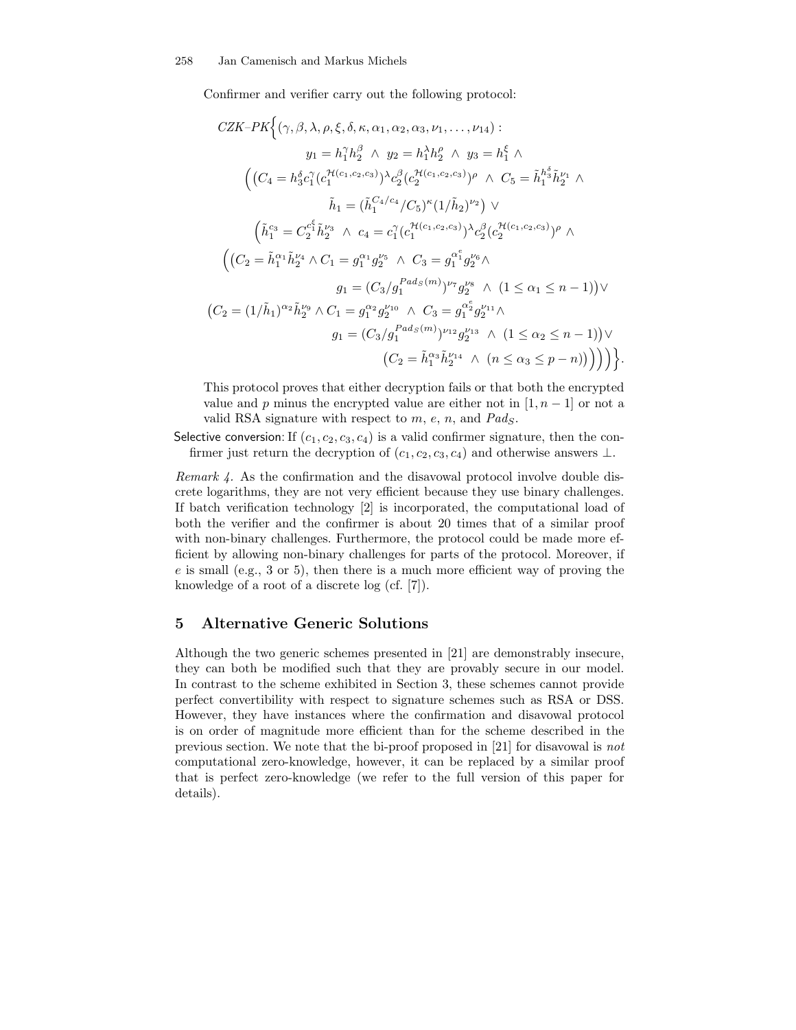Confirmer and verifier carry out the following protocol:

$$
\begin{aligned}
CZK\text{–}PK\Big\{&(\gamma,\beta,\lambda,\rho,\xi,\delta,\kappa,\alpha_1,\alpha_2,\alpha_3,\nu_1,\ldots,\nu_{14}):\\
&y_1 = h_1^{\gamma} h_2^{\beta} \;\wedge\; y_2 = h_1^{\lambda} h_2^{\rho} \;\wedge\; y_3 = h_1^{\xi} \;\wedge\\
&\Big(\big(C_4 = h_3^{\delta} c_1^{\gamma} (c_1^{\mathcal{H}(c_1,c_2,c_3)})^{\lambda} c_2^{\beta} (c_2^{\mathcal{H}(c_1,c_2,c_3)})^{\rho} \;\wedge\; C_5 = \tilde{h}_1^{h_3^{\delta}} \tilde{h}_2^{\nu_1} \;\wedge\\
&\qquad \tilde{h}_1 = (\tilde{h}_1^{C_4/c_4}/C_5)^{\kappa} (1/\tilde{h}_2)^{\nu_2}\big) \;\vee\\
&\big(\tilde{h}_1^{c_3} = C_2^{c_1^{\xi}} \tilde{h}_2^{\nu_3} \;\wedge\; c_4 = c_1^{\gamma} (c_1^{\mathcal{H}(c_1,c_2,c_3)})^{\lambda} c_2^{\beta} (c_2^{\mathcal{H}(c_1,c_2,c_3)})^{\rho} \;\wedge\\
&\Big(\big(C_2 = \tilde{h}_1^{\alpha_1} \tilde{h}_2^{\nu_4} \wedge C_1 = g_1^{\alpha_1} g_2^{\nu_5} \;\wedge\; C_3 = g_1^{\alpha_1^{e}} g_2^{\nu_6} \wedge\\
&\qquad g_1 = (C_3/g_1^{Pad_S(m)})^{\nu_7} g_2^{\nu_8} \;\wedge\; (1 \le \alpha_1 \le n-1)\big) \vee\\
&\big(C_2 = (1/\tilde{h}_1)^{\alpha_2} \tilde{h}_2^{\nu_9} \wedge C_1 = g_1^{\alpha_2} g_2^{\nu_{10}} \;\wedge\; C_3 = g_1^{\alpha_2^{e}} g_2^{\nu_{11}} \wedge\\
&\qquad g_1 = (C_3/g_1^{Pad_S(m)})^{\nu_{12}} g_2^{\nu_{13}} \;\wedge\; (1 \le \alpha_2 \le n-1)\big) \vee\\
&\qquad \big(C_2 = \tilde{h}_1^{\alpha_3} \tilde{h}_2^{\nu_{14}} \;\wedge\; (n \le \alpha_3 \le p-n)\big)\Big)\big)\Big)\Big\}.
\end{aligned}
$$

This protocol proves that either decryption fails or that both the encrypted value and $p$ minus the encrypted value are either not in $[1, n-1]$ or not a valid RSA signature with respect to $m$, $e$, $n$, and $Pad_S$.

Selective conversion: If $(c_1, c_2, c_3, c_4)$ is a valid confirmer signature, then the confirmer just return the decryption of $(c_1, c_2, c_3, c_4)$ and otherwise answers $\perp$.

*Remark 4.* As the confirmation and the disavowal protocol involve double discrete logarithms, they are not very efficient because they use binary challenges. If batch verification technology [2] is incorporated, the computational load of both the verifier and the confirmer is about 20 times that of a similar proof with non-binary challenges. Furthermore, the protocol could be made more efficient by allowing non-binary challenges for parts of the protocol. Moreover, if $e$ is small (e.g., 3 or 5), then there is a much more efficient way of proving the knowledge of a root of a discrete log (cf. [7]).

## 5 Alternative Generic Solutions

Although the two generic schemes presented in [21] are demonstrably insecure, they can both be modified such that they are provably secure in our model. In contrast to the scheme exhibited in Section 3, these schemes cannot provide perfect convertibility with respect to signature schemes such as RSA or DSS. However, they have instances where the confirmation and disavowal protocol is on order of magnitude more efficient than for the scheme described in the previous section. We note that the bi-proof proposed in [21] for disavowal is *not* computational zero-knowledge, however, it can be replaced by a similar proof that is perfect zero-knowledge (we refer to the full version of this paper for details).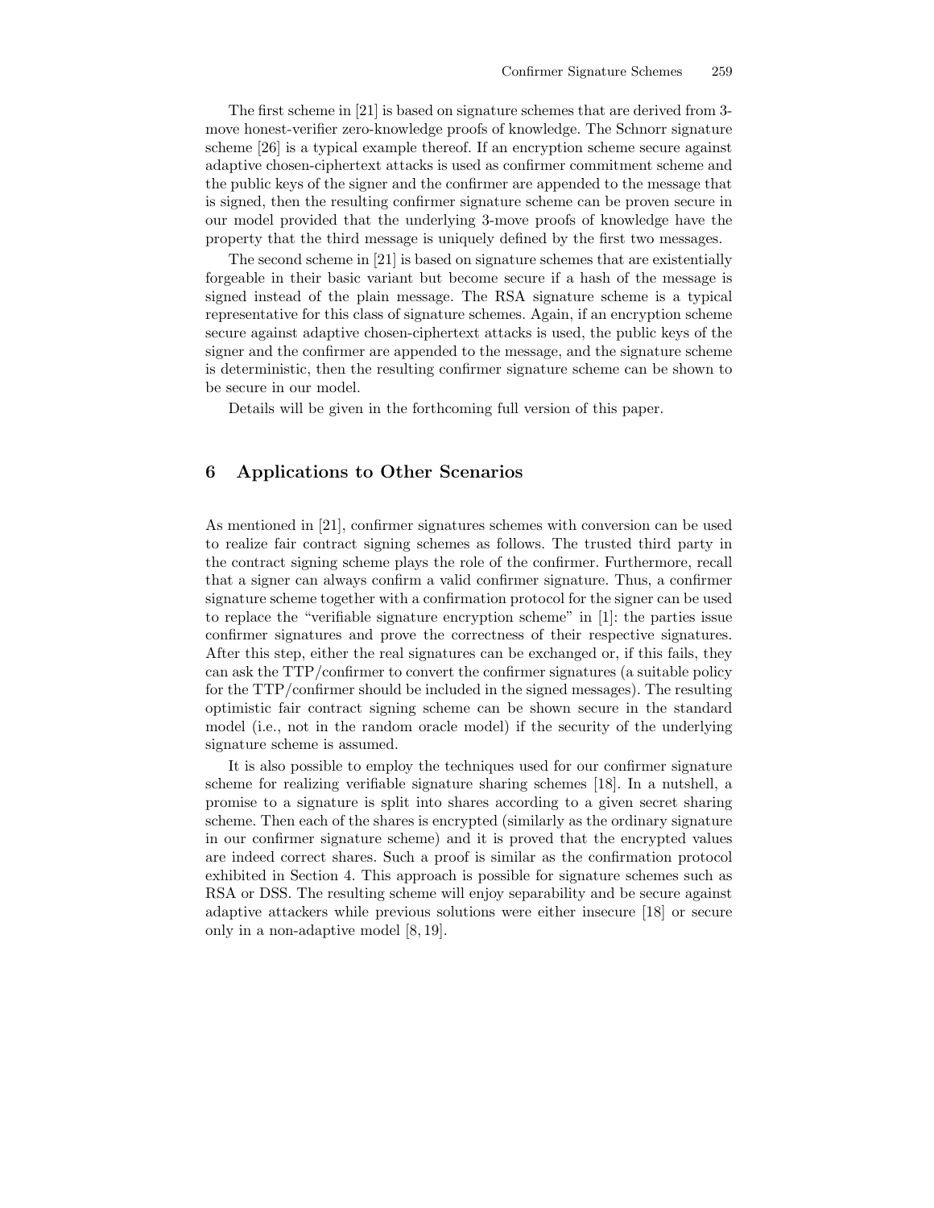The first scheme in [21] is based on signature schemes that are derived from 3-move honest-verifier zero-knowledge proofs of knowledge. The Schnorr signature scheme [26] is a typical example thereof. If an encryption scheme secure against adaptive chosen-ciphertext attacks is used as confirmer commitment scheme and the public keys of the signer and the confirmer are appended to the message that is signed, then the resulting confirmer signature scheme can be proven secure in our model provided that the underlying 3-move proofs of knowledge have the property that the third message is uniquely defined by the first two messages.

The second scheme in [21] is based on signature schemes that are existentially forgeable in their basic variant but become secure if a hash of the message is signed instead of the plain message. The RSA signature scheme is a typical representative for this class of signature schemes. Again, if an encryption scheme secure against adaptive chosen-ciphertext attacks is used, the public keys of the signer and the confirmer are appended to the message, and the signature scheme is deterministic, then the resulting confirmer signature scheme can be shown to be secure in our model.

Details will be given in the forthcoming full version of this paper.

## 6 Applications to Other Scenarios

As mentioned in [21], confirmer signatures schemes with conversion can be used to realize fair contract signing schemes as follows. The trusted third party in the contract signing scheme plays the role of the confirmer. Furthermore, recall that a signer can always confirm a valid confirmer signature. Thus, a confirmer signature scheme together with a confirmation protocol for the signer can be used to replace the "verifiable signature encryption scheme" in [1]: the parties issue confirmer signatures and prove the correctness of their respective signatures. After this step, either the real signatures can be exchanged or, if this fails, they can ask the TTP/confirmer to convert the confirmer signatures (a suitable policy for the TTP/confirmer should be included in the signed messages). The resulting optimistic fair contract signing scheme can be shown secure in the standard model (i.e., not in the random oracle model) if the security of the underlying signature scheme is assumed.

It is also possible to employ the techniques used for our confirmer signature scheme for realizing verifiable signature sharing schemes [18]. In a nutshell, a promise to a signature is split into shares according to a given secret sharing scheme. Then each of the shares is encrypted (similarly as the ordinary signature in our confirmer signature scheme) and it is proved that the encrypted values are indeed correct shares. Such a proof is similar as the confirmation protocol exhibited in Section 4. This approach is possible for signature schemes such as RSA or DSS. The resulting scheme will enjoy separability and be secure against adaptive attackers while previous solutions were either insecure [18] or secure only in a non-adaptive model [8, 19].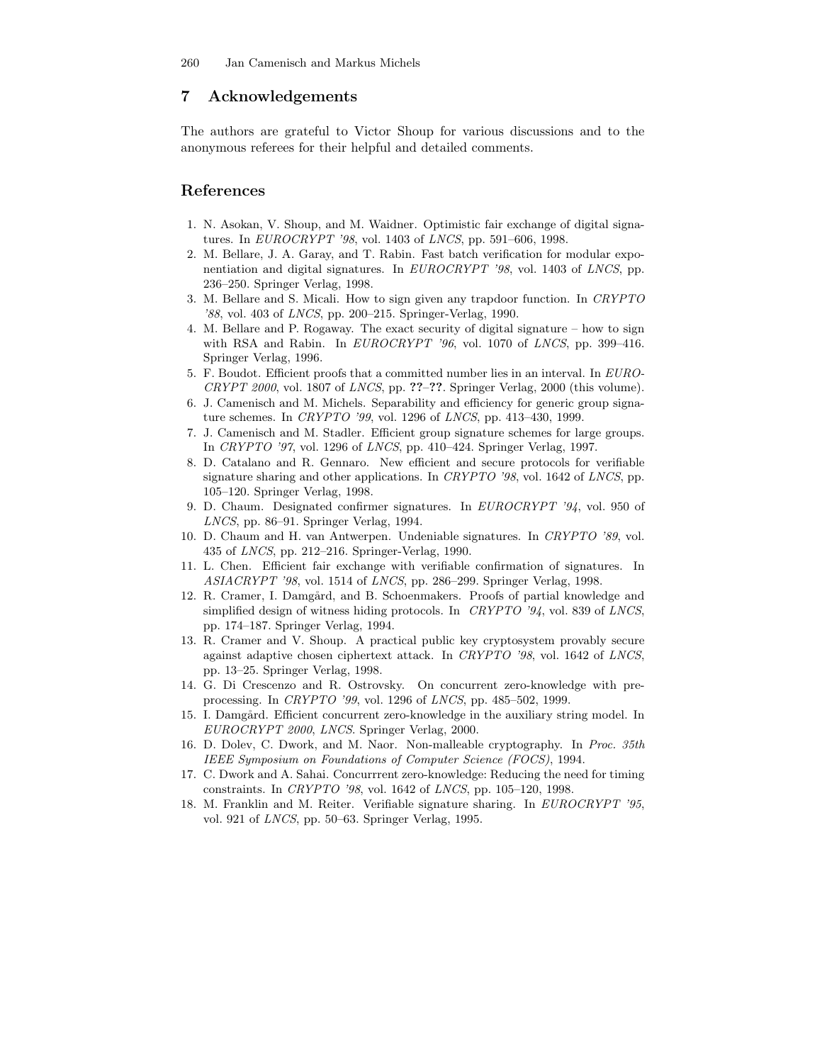## 7 Acknowledgements

The authors are grateful to Victor Shoup for various discussions and to the anonymous referees for their helpful and detailed comments.

## References

1. N. Asokan, V. Shoup, and M. Waidner. Optimistic fair exchange of digital signatures. In *EUROCRYPT '98*, vol. 1403 of *LNCS*, pp. 591–606, 1998.
2. M. Bellare, J. A. Garay, and T. Rabin. Fast batch verification for modular exponentiation and digital signatures. In *EUROCRYPT '98*, vol. 1403 of *LNCS*, pp. 236–250. Springer Verlag, 1998.
3. M. Bellare and S. Micali. How to sign given any trapdoor function. In *CRYPTO '88*, vol. 403 of *LNCS*, pp. 200–215. Springer-Verlag, 1990.
4. M. Bellare and P. Rogaway. The exact security of digital signature – how to sign with RSA and Rabin. In *EUROCRYPT '96*, vol. 1070 of *LNCS*, pp. 399–416. Springer Verlag, 1996.
5. F. Boudot. Efficient proofs that a committed number lies in an interval. In *EUROCRYPT 2000*, vol. 1807 of *LNCS*, pp. **??**–**??**. Springer Verlag, 2000 (this volume).
6. J. Camenisch and M. Michels. Separability and efficiency for generic group signature schemes. In *CRYPTO '99*, vol. 1296 of *LNCS*, pp. 413–430, 1999.
7. J. Camenisch and M. Stadler. Efficient group signature schemes for large groups. In *CRYPTO '97*, vol. 1296 of *LNCS*, pp. 410–424. Springer Verlag, 1997.
8. D. Catalano and R. Gennaro. New efficient and secure protocols for verifiable signature sharing and other applications. In *CRYPTO '98*, vol. 1642 of *LNCS*, pp. 105–120. Springer Verlag, 1998.
9. D. Chaum. Designated confirmer signatures. In *EUROCRYPT '94*, vol. 950 of *LNCS*, pp. 86–91. Springer Verlag, 1994.
10. D. Chaum and H. van Antwerpen. Undeniable signatures. In *CRYPTO '89*, vol. 435 of *LNCS*, pp. 212–216. Springer-Verlag, 1990.
11. L. Chen. Efficient fair exchange with verifiable confirmation of signatures. In *ASIACRYPT '98*, vol. 1514 of *LNCS*, pp. 286–299. Springer Verlag, 1998.
12. R. Cramer, I. Damgård, and B. Schoenmakers. Proofs of partial knowledge and simplified design of witness hiding protocols. In *CRYPTO '94*, vol. 839 of *LNCS*, pp. 174–187. Springer Verlag, 1994.
13. R. Cramer and V. Shoup. A practical public key cryptosystem provably secure against adaptive chosen ciphertext attack. In *CRYPTO '98*, vol. 1642 of *LNCS*, pp. 13–25. Springer Verlag, 1998.
14. G. Di Crescenzo and R. Ostrovsky. On concurrent zero-knowledge with preprocessing. In *CRYPTO '99*, vol. 1296 of *LNCS*, pp. 485–502, 1999.
15. I. Damgård. Efficient concurrent zero-knowledge in the auxiliary string model. In *EUROCRYPT 2000*, *LNCS*. Springer Verlag, 2000.
16. D. Dolev, C. Dwork, and M. Naor. Non-malleable cryptography. In *Proc. 35th IEEE Symposium on Foundations of Computer Science (FOCS)*, 1994.
17. C. Dwork and A. Sahai. Concurrrent zero-knowledge: Reducing the need for timing constraints. In *CRYPTO '98*, vol. 1642 of *LNCS*, pp. 105–120, 1998.
18. M. Franklin and M. Reiter. Verifiable signature sharing. In *EUROCRYPT '95*, vol. 921 of *LNCS*, pp. 50–63. Springer Verlag, 1995.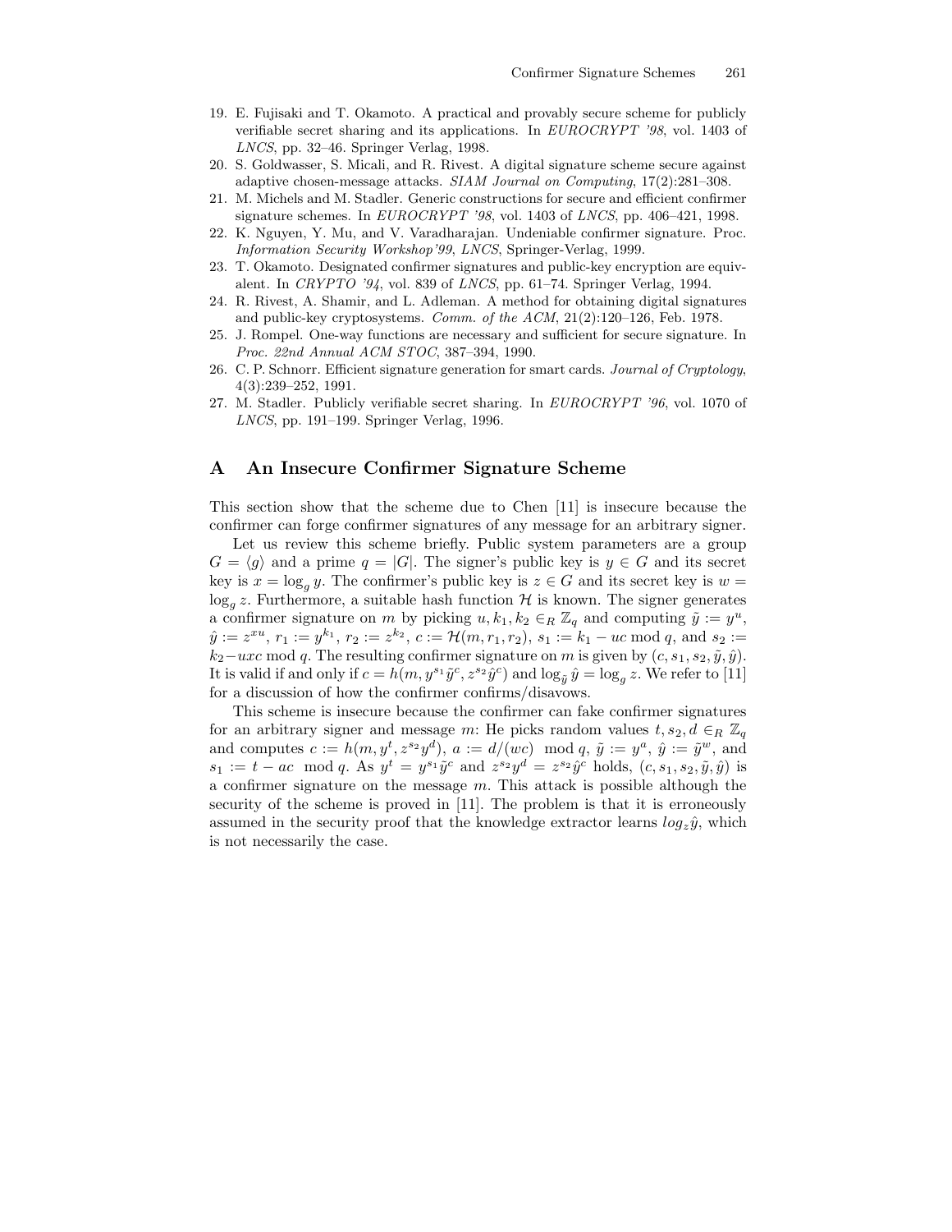19. E. Fujisaki and T. Okamoto. A practical and provably secure scheme for publicly verifiable secret sharing and its applications. In *EUROCRYPT '98*, vol. 1403 of *LNCS*, pp. 32–46. Springer Verlag, 1998.
20. S. Goldwasser, S. Micali, and R. Rivest. A digital signature scheme secure against adaptive chosen-message attacks. *SIAM Journal on Computing*, 17(2):281–308.
21. M. Michels and M. Stadler. Generic constructions for secure and efficient confirmer signature schemes. In *EUROCRYPT '98*, vol. 1403 of *LNCS*, pp. 406–421, 1998.
22. K. Nguyen, Y. Mu, and V. Varadharajan. Undeniable confirmer signature. Proc. *Information Security Workshop'99*, *LNCS*, Springer-Verlag, 1999.
23. T. Okamoto. Designated confirmer signatures and public-key encryption are equivalent. In *CRYPTO '94*, vol. 839 of *LNCS*, pp. 61–74. Springer Verlag, 1994.
24. R. Rivest, A. Shamir, and L. Adleman. A method for obtaining digital signatures and public-key cryptosystems. *Comm. of the ACM*, 21(2):120–126, Feb. 1978.
25. J. Rompel. One-way functions are necessary and sufficient for secure signature. In *Proc. 22nd Annual ACM STOC*, 387–394, 1990.
26. C. P. Schnorr. Efficient signature generation for smart cards. *Journal of Cryptology*, 4(3):239–252, 1991.
27. M. Stadler. Publicly verifiable secret sharing. In *EUROCRYPT '96*, vol. 1070 of *LNCS*, pp. 191–199. Springer Verlag, 1996.

## A An Insecure Confirmer Signature Scheme

This section show that the scheme due to Chen [11] is insecure because the confirmer can forge confirmer signatures of any message for an arbitrary signer.

Let us review this scheme briefly. Public system parameters are a group $G = \langle g \rangle$ and a prime $q = |G|$. The signer's public key is $y \in G$ and its secret key is $x = \log_g y$. The confirmer's public key is $z \in G$ and its secret key is $w = \log_g z$. Furthermore, a suitable hash function $\mathcal{H}$ is known. The signer generates a confirmer signature on $m$ by picking $u, k_1, k_2 \in_R \mathbb{Z}_q$ and computing $\tilde{y} := y^u$, $\hat{y} := z^{xu}$, $r_1 := y^{k_1}$, $r_2 := z^{k_2}$, $c := \mathcal{H}(m, r_1, r_2)$, $s_1 := k_1 - uc \bmod q$, and $s_2 := k_2 - uxc \bmod q$. The resulting confirmer signature on $m$ is given by $(c, s_1, s_2, \tilde{y}, \hat{y})$. It is valid if and only if $c = h(m, y^{s_1}\tilde{y}^c, z^{s_2}\hat{y}^c)$ and $\log_{\tilde{y}} \hat{y} = \log_g z$. We refer to [11] for a discussion of how the confirmer confirms/disavows.

This scheme is insecure because the confirmer can fake confirmer signatures for an arbitrary signer and message $m$: He picks random values $t, s_2, d \in_R \mathbb{Z}_q$ and computes $c := h(m, y^t, z^{s_2}y^d)$, $a := d/(wc) \mod q$, $\tilde{y} := y^a$, $\hat{y} := \tilde{y}^w$, and $s_1 := t - ac \mod q$. As $y^t = y^{s_1}\tilde{y}^c$ and $z^{s_2}y^d = z^{s_2}\hat{y}^c$ holds, $(c, s_1, s_2, \tilde{y}, \hat{y})$ is a confirmer signature on the message $m$. This attack is possible although the security of the scheme is proved in [11]. The problem is that it is erroneously assumed in the security proof that the knowledge extractor learns $log_z\hat{y}$, which is not necessarily the case.